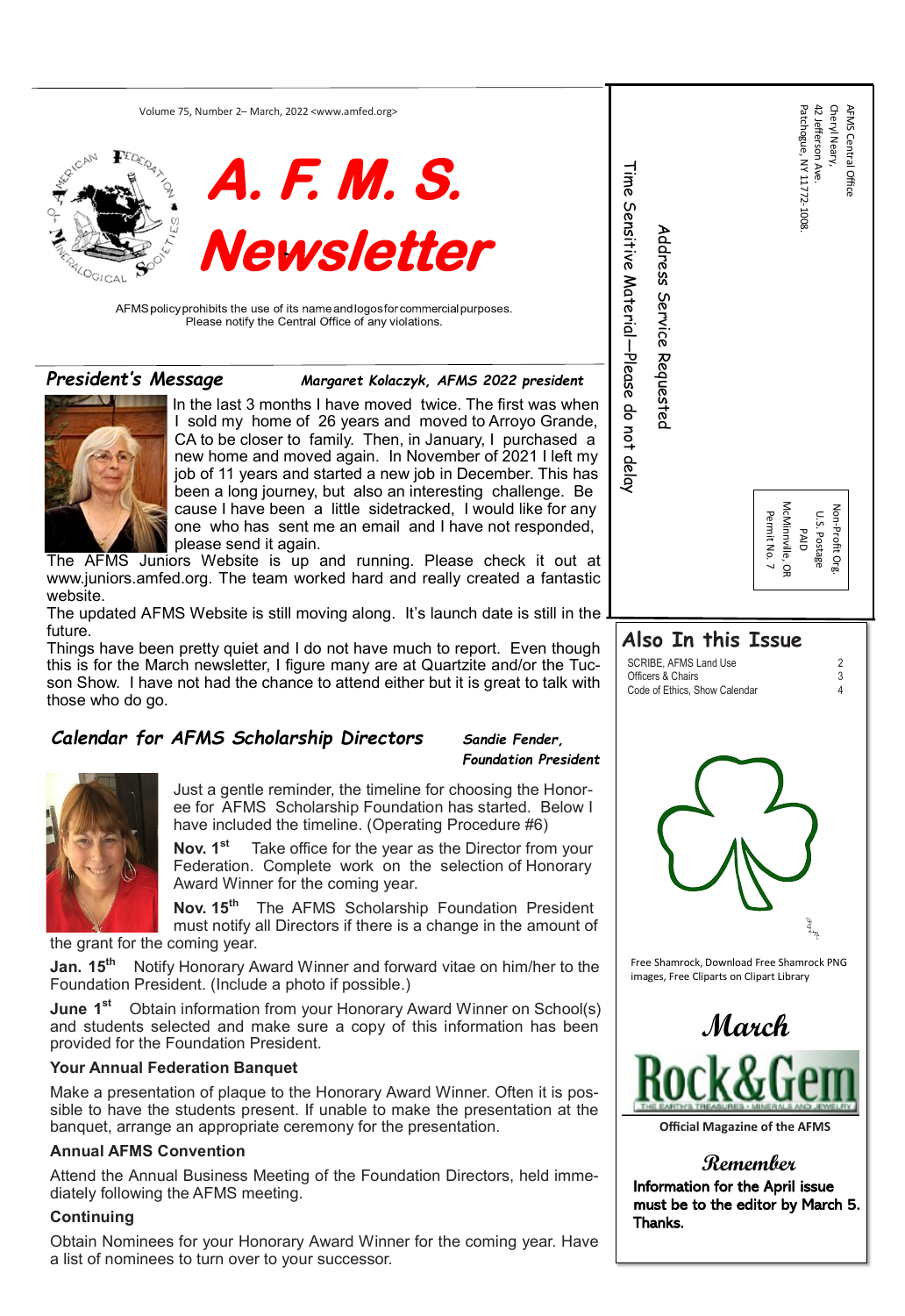Volume 75, Number 2– March, 2022 <www.amfed.org>

# A. F. M. S. Newsletter

AFMS policy prohibits the use of its name and logos for commercial purposes. Please notify the Central Office of any violations.

AFMS Central Office
Cheryl Neary,
42 Jefferson Ave.
Patchogue, NY 11772-1008.

Time Sensitive Material—Please do not delay

Address Service Requested

Non-Profit Org.
U.S. Postage
PAID
McMinnville, OR
Permit No. 7

## President's Message

*Margaret Kolaczyk, AFMS 2022 president*

In the last 3 months I have moved twice. The first was when I sold my home of 26 years and moved to Arroyo Grande, CA to be closer to family. Then, in January, I purchased a new home and moved again. In November of 2021 I left my job of 11 years and started a new job in December. This has been a long journey, but also an interesting challenge. Because I have been a little sidetracked, I would like for anyone who has sent me an email and I have not responded, please send it again.

The AFMS Juniors Website is up and running. Please check it out at www.juniors.amfed.org. The team worked hard and really created a fantastic website.

The updated AFMS Website is still moving along. It's launch date is still in the future.

Things have been pretty quiet and I do not have much to report. Even though this is for the March newsletter, I figure many are at Quartzite and/or the Tucson Show. I have not had the chance to attend either but it is great to talk with those who do go.

## Also In this Issue

| | |
|---|---|
| SCRIBE, AFMS Land Use | 2 |
| Officers & Chairs | 3 |
| Code of Ethics, Show Calendar | 4 |

## Calendar for AFMS Scholarship Directors

*Sandie Fender, Foundation President*

Just a gentle reminder, the timeline for choosing the Honoree for AFMS Scholarship Foundation has started. Below I have included the timeline. (Operating Procedure #6)

**Nov. 1st** Take office for the year as the Director from your Federation. Complete work on the selection of Honorary Award Winner for the coming year.

**Nov. 15th** The AFMS Scholarship Foundation President must notify all Directors if there is a change in the amount of the grant for the coming year.

**Jan. 15th** Notify Honorary Award Winner and forward vitae on him/her to the Foundation President. (Include a photo if possible.)

**June 1st** Obtain information from your Honorary Award Winner on School(s) and students selected and make sure a copy of this information has been provided for the Foundation President.

### Your Annual Federation Banquet

Make a presentation of plaque to the Honorary Award Winner. Often it is possible to have the students present. If unable to make the presentation at the banquet, arrange an appropriate ceremony for the presentation.

### Annual AFMS Convention

Attend the Annual Business Meeting of the Foundation Directors, held immediately following the AFMS meeting.

### Continuing

Obtain Nominees for your Honorary Award Winner for the coming year. Have a list of nominees to turn over to your successor.

Free Shamrock, Download Free Shamrock PNG images, Free Cliparts on Clipart Library

**March**

**Rock&Gem**

**Official Magazine of the AFMS**

**Remember**

**Information for the April issue must be to the editor by March 5. Thanks.**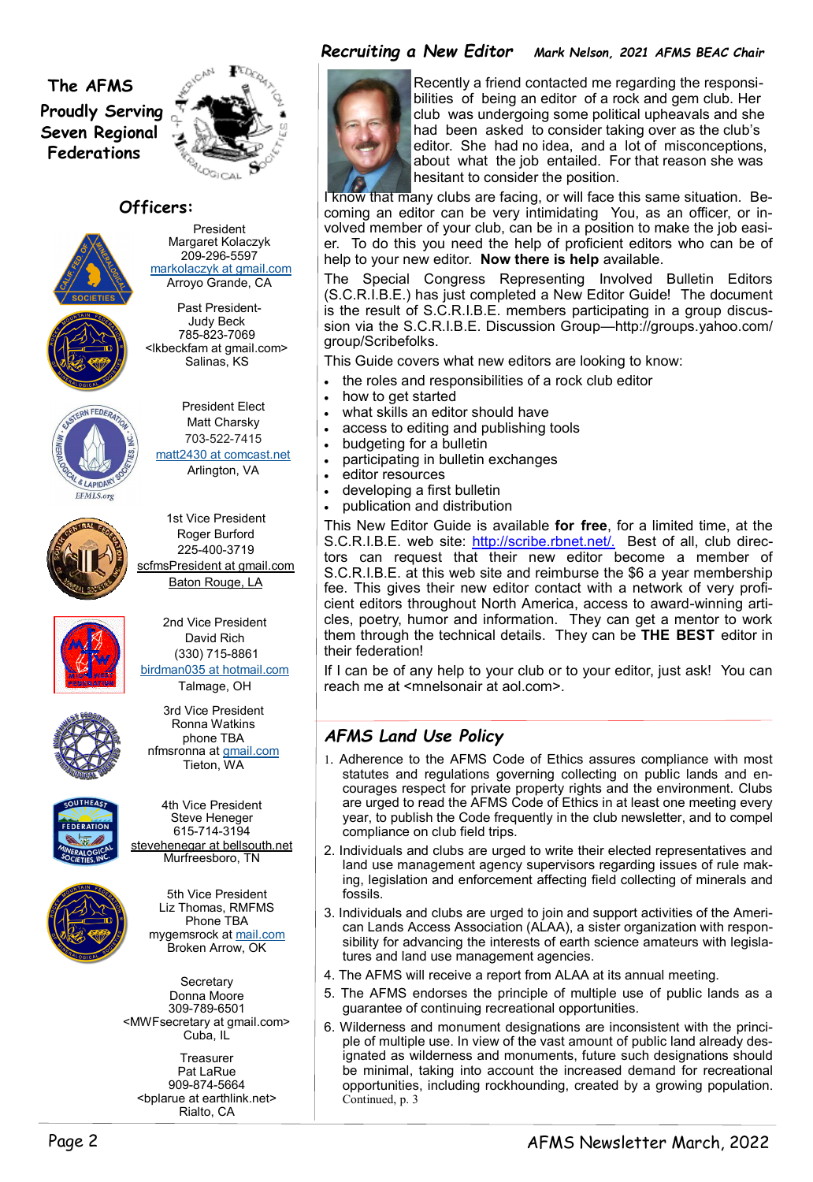## The AFMS Proudly Serving Seven Regional Federations

### Officers:

President
Margaret Kolaczyk
209-296-5597
markolaczyk at gmail.com
Arroyo Grande, CA

Past President-
Judy Beck
785-823-7069
<lkbeckfam at gmail.com>
Salinas, KS

President Elect
Matt Charsky
703-522-7415
matt2430 at comcast.net
Arlington, VA

1st Vice President
Roger Burford
225-400-3719
scfmsPresident at gmail.com
Baton Rouge, LA

2nd Vice President
David Rich
(330) 715-8861
birdman035 at hotmail.com
Talmage, OH

3rd Vice President
Ronna Watkins
phone TBA
nfmsronna at gmail.com
Tieton, WA

4th Vice President
Steve Henegar
615-714-3194
stevehenegar at bellsouth.net
Murfreesboro, TN

5th Vice President
Liz Thomas, RMFMS
Phone TBA
mygemsrock at mail.com
Broken Arrow, OK

Secretary
Donna Moore
309-789-6501
<MWFsecretary at gmail.com>
Cuba, IL

Treasurer
Pat LaRue
909-874-5664
<bplarue at earthlink.net>
Rialto, CA

## *Recruiting a New Editor*

*Mark Nelson, 2021 AFMS BEAC Chair*

Recently a friend contacted me regarding the responsibilities of being an editor of a rock and gem club. Her club was undergoing some political upheavals and she had been asked to consider taking over as the club's editor. She had no idea, and a lot of misconceptions, about what the job entailed. For that reason she was hesitant to consider the position.

I know that many clubs are facing, or will face this same situation. Becoming an editor can be very intimidating You, as an officer, or involved member of your club, can be in a position to make the job easier. To do this you need the help of proficient editors who can be of help to your new editor. **Now there is help** available.

The Special Congress Representing Involved Bulletin Editors (S.C.R.I.B.E.) has just completed a New Editor Guide! The document is the result of S.C.R.I.B.E. members participating in a group discussion via the S.C.R.I.B.E. Discussion Group—http://groups.yahoo.com/group/Scribefolks.

This Guide covers what new editors are looking to know:

- the roles and responsibilities of a rock club editor
- how to get started
- what skills an editor should have
- access to editing and publishing tools
- budgeting for a bulletin
- participating in bulletin exchanges
- editor resources
- developing a first bulletin
- publication and distribution

This New Editor Guide is available **for free**, for a limited time, at the S.C.R.I.B.E. web site: http://scribe.rbnet.net/. Best of all, club directors can request that their new editor become a member of S.C.R.I.B.E. at this web site and reimburse the $6 a year membership fee. This gives their new editor contact with a network of very proficient editors throughout North America, access to award-winning articles, poetry, humor and information. They can get a mentor to work them through the technical details. They can be **THE BEST** editor in their federation!

If I can be of any help to your club or to your editor, just ask! You can reach me at <mnelsonair at aol.com>.

## *AFMS Land Use Policy*

1. Adherence to the AFMS Code of Ethics assures compliance with most statutes and regulations governing collecting on public lands and encourages respect for private property rights and the environment. Clubs are urged to read the AFMS Code of Ethics in at least one meeting every year, to publish the Code frequently in the club newsletter, and to compel compliance on club field trips.
2. Individuals and clubs are urged to write their elected representatives and land use management agency supervisors regarding issues of rule making, legislation and enforcement affecting field collecting of minerals and fossils.
3. Individuals and clubs are urged to join and support activities of the American Lands Access Association (ALAA), a sister organization with responsibility for advancing the interests of earth science amateurs with legislatures and land use management agencies.
4. The AFMS will receive a report from ALAA at its annual meeting.
5. The AFMS endorses the principle of multiple use of public lands as a guarantee of continuing recreational opportunities.
6. Wilderness and monument designations are inconsistent with the principle of multiple use. In view of the vast amount of public land already designated as wilderness and monuments, future such designations should be minimal, taking into account the increased demand for recreational opportunities, including rockhounding, created by a growing population.

Continued, p. 3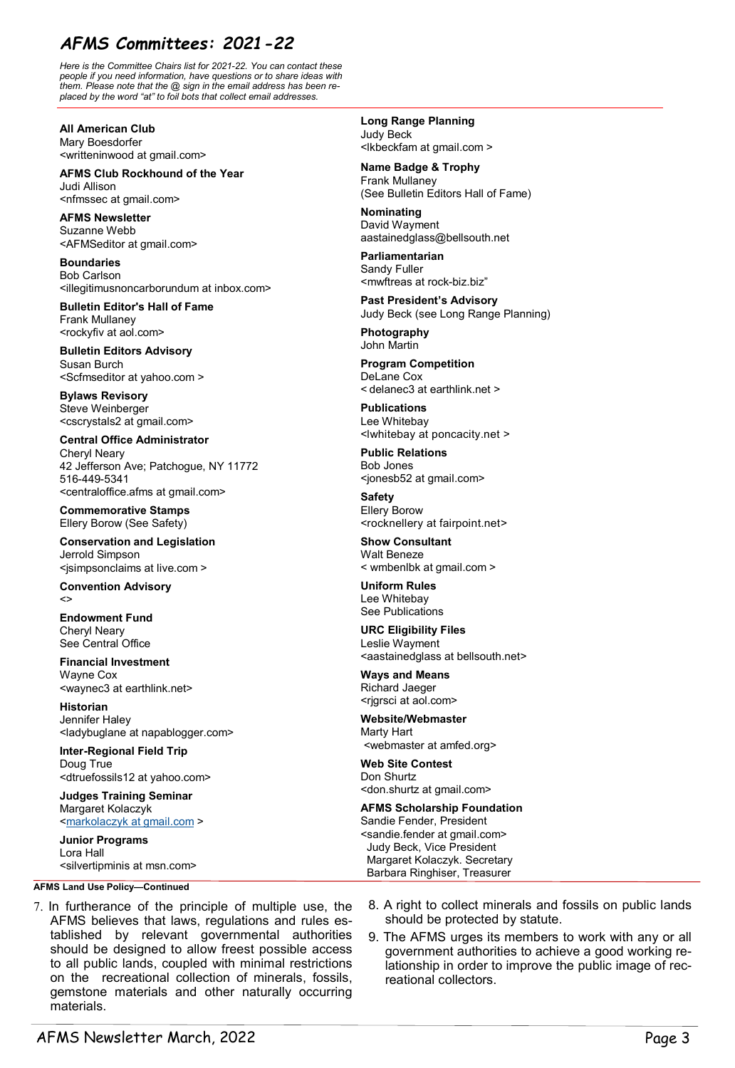# AFMS Committees: 2021-22

*Here is the Committee Chairs list for 2021-22. You can contact these people if you need information, have questions or to share ideas with them. Please note that the @ sign in the email address has been replaced by the word "at" to foil bots that collect email addresses.*

**All American Club**
Mary Boesdorfer
<writteninwood at gmail.com>

**AFMS Club Rockhound of the Year**
Judi Allison
<nfmssec at gmail.com>

**AFMS Newsletter**
Suzanne Webb
<AFMSeditor at gmail.com>

**Boundaries**
Bob Carlson
<illegitimusnoncarborundum at inbox.com>

**Bulletin Editor's Hall of Fame**
Frank Mullaney
<rockyfiv at aol.com>

**Bulletin Editors Advisory**
Susan Burch
<Scfmseditor at yahoo.com >

**Bylaws Revisory**
Steve Weinberger
<cscrystals2 at gmail.com>

**Central Office Administrator**
Cheryl Neary
42 Jefferson Ave; Patchogue, NY 11772
516-449-5341
<centraloffice.afms at gmail.com>

**Commemorative Stamps**
Ellery Borow (See Safety)

**Conservation and Legislation**
Jerrold Simpson
<jsimpsonclaims at live.com >

**Convention Advisory**
<>

**Endowment Fund**
Cheryl Neary
See Central Office

**Financial Investment**
Wayne Cox
<waynec3 at earthlink.net>

**Historian**
Jennifer Haley
<ladybuglane at napablogger.com>

**Inter-Regional Field Trip**
Doug True
<dtruefossils12 at yahoo.com>

**Judges Training Seminar**
Margaret Kolaczyk
<markolaczyk at gmail.com >

**Junior Programs**
Lora Hall
<silvertipminis at msn.com>

**Long Range Planning**
Judy Beck
<lkbeckfam at gmail.com >

**Name Badge & Trophy**
Frank Mullaney
(See Bulletin Editors Hall of Fame)

**Nominating**
David Wayment
aastainedglass@bellsouth.net

**Parliamentarian**
Sandy Fuller
<mwftreas at rock-biz.biz"

**Past President's Advisory**
Judy Beck (see Long Range Planning)

**Photography**
John Martin

**Program Competition**
DeLane Cox
< delanec3 at earthlink.net >

**Publications**
Lee Whitebay
<lwhitebay at poncacity.net >

**Public Relations**
Bob Jones
<jonesb52 at gmail.com>

**Safety**
Ellery Borow
<rocknellery at fairpoint.net>

**Show Consultant**
Walt Beneze
< wmbenlbk at gmail.com >

**Uniform Rules**
Lee Whitebay
See Publications

**URC Eligibility Files**
Leslie Wayment
<aastainedglass at bellsouth.net>

**Ways and Means**
Richard Jaeger
<rjgrsci at aol.com>

**Website/Webmaster**
Marty Hart
<webmaster at amfed.org>

**Web Site Contest**
Don Shurtz
<don.shurtz at gmail.com>

**AFMS Scholarship Foundation**
Sandie Fender, President
<sandie.fender at gmail.com>
Judy Beck, Vice President
Margaret Kolaczyk. Secretary
Barbara Ringhiser, Treasurer

**AFMS Land Use Policy—Continued**

7. In furtherance of the principle of multiple use, the AFMS believes that laws, regulations and rules established by relevant governmental authorities should be designed to allow freest possible access to all public lands, coupled with minimal restrictions on the recreational collection of minerals, fossils, gemstone materials and other naturally occurring materials.
8. A right to collect minerals and fossils on public lands should be protected by statute.
9. The AFMS urges its members to work with any or all government authorities to achieve a good working relationship in order to improve the public image of recreational collectors.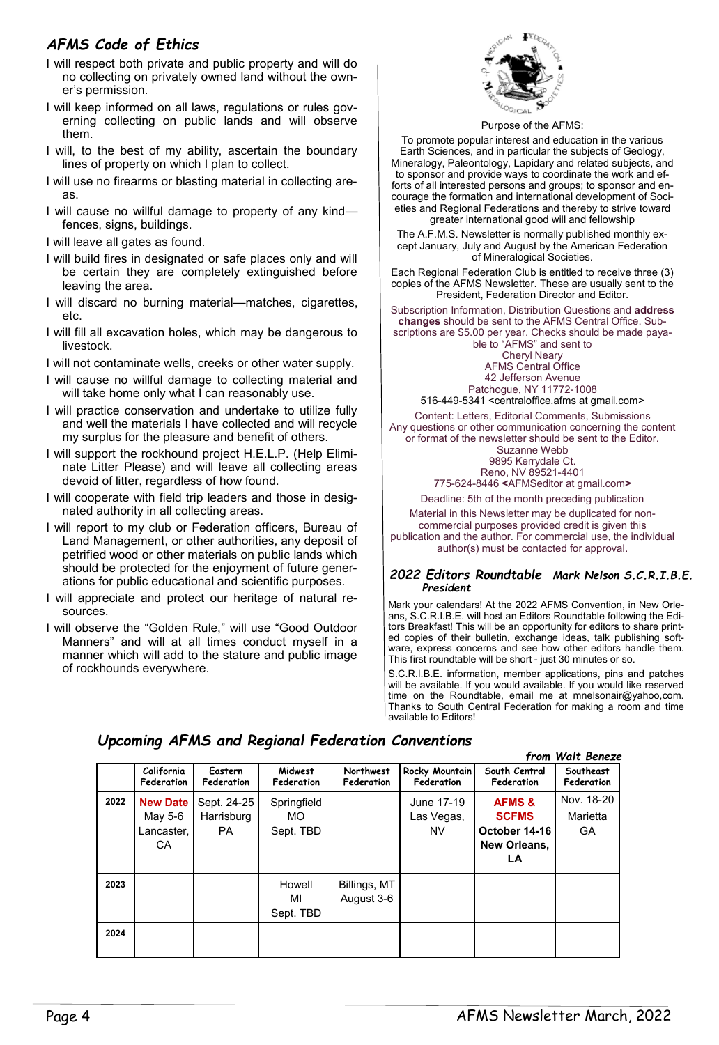## AFMS Code of Ethics

I will respect both private and public property and will do no collecting on privately owned land without the owner's permission.

I will keep informed on all laws, regulations or rules governing collecting on public lands and will observe them.

I will, to the best of my ability, ascertain the boundary lines of property on which I plan to collect.

I will use no firearms or blasting material in collecting areas.

I will cause no willful damage to property of any kind—fences, signs, buildings.

I will leave all gates as found.

I will build fires in designated or safe places only and will be certain they are completely extinguished before leaving the area.

I will discard no burning material—matches, cigarettes, etc.

I will fill all excavation holes, which may be dangerous to livestock.

I will not contaminate wells, creeks or other water supply.

I will cause no willful damage to collecting material and will take home only what I can reasonably use.

I will practice conservation and undertake to utilize fully and well the materials I have collected and will recycle my surplus for the pleasure and benefit of others.

I will support the rockhound project H.E.L.P. (Help Eliminate Litter Please) and will leave all collecting areas devoid of litter, regardless of how found.

I will cooperate with field trip leaders and those in designated authority in all collecting areas.

I will report to my club or Federation officers, Bureau of Land Management, or other authorities, any deposit of petrified wood or other materials on public lands which should be protected for the enjoyment of future generations for public educational and scientific purposes.

I will appreciate and protect our heritage of natural resources.

I will observe the "Golden Rule," will use "Good Outdoor Manners" and will at all times conduct myself in a manner which will add to the stature and public image of rockhounds everywhere.

Purpose of the AFMS:

To promote popular interest and education in the various Earth Sciences, and in particular the subjects of Geology, Mineralogy, Paleontology, Lapidary and related subjects, and to sponsor and provide ways to coordinate the work and efforts of all interested persons and groups; to sponsor and encourage the formation and international development of Societies and Regional Federations and thereby to strive toward greater international good will and fellowship

The A.F.M.S. Newsletter is normally published monthly except January, July and August by the American Federation of Mineralogical Societies.

Each Regional Federation Club is entitled to receive three (3) copies of the AFMS Newsletter. These are usually sent to the President, Federation Director and Editor.

Subscription Information, Distribution Questions and **address changes** should be sent to the AFMS Central Office. Subscriptions are $5.00 per year. Checks should be made payable to "AFMS" and sent to

Cheryl Neary
AFMS Central Office
42 Jefferson Avenue
Patchogue, NY 11772-1008
516-449-5341 <centraloffice.afms at gmail.com>

Content: Letters, Editorial Comments, Submissions
Any questions or other communication concerning the content or format of the newsletter should be sent to the Editor.

Suzanne Webb
9895 Kerrydale Ct.
Reno, NV 89521-4401
775-624-8446 <AFMSeditor at gmail.com>

Deadline: 5th of the month preceding publication

Material in this Newsletter may be duplicated for non-commercial purposes provided credit is given this publication and the author. For commercial use, the individual author(s) must be contacted for approval.

## 2022 Editors Roundtable

*Mark Nelson S.C.R.I.B.E. President*

Mark your calendars! At the 2022 AFMS Convention, in New Orleans, S.C.R.I.B.E. will host an Editors Roundtable following the Editors Breakfast! This will be an opportunity for editors to share printed copies of their bulletin, exchange ideas, talk publishing software, express concerns and see how other editors handle them. This first roundtable will be short - just 30 minutes or so.

S.C.R.I.B.E. information, member applications, pins and patches will be available. If you would like reserved time on the Roundtable, email me at mnelsonair@yahoo,com. Thanks to South Central Federation for making a room and time available to Editors!

## Upcoming AFMS and Regional Federation Conventions

*from Walt Beneze*

| | California Federation | Eastern Federation | Midwest Federation | Northwest Federation | Rocky Mountain Federation | South Central Federation | Southeast Federation |
|---|---|---|---|---|---|---|---|
| 2022 | **New Date** May 5-6 Lancaster, CA | Sept. 24-25 Harrisburg PA | Springfield MO Sept. TBD | | June 17-19 Las Vegas, NV | **AFMS & SCFMS October 14-16 New Orleans, LA** | Nov. 18-20 Marietta GA |
| 2023 | | | Howell MI Sept. TBD | Billings, MT August 3-6 | | | |
| 2024 | | | | | | | |